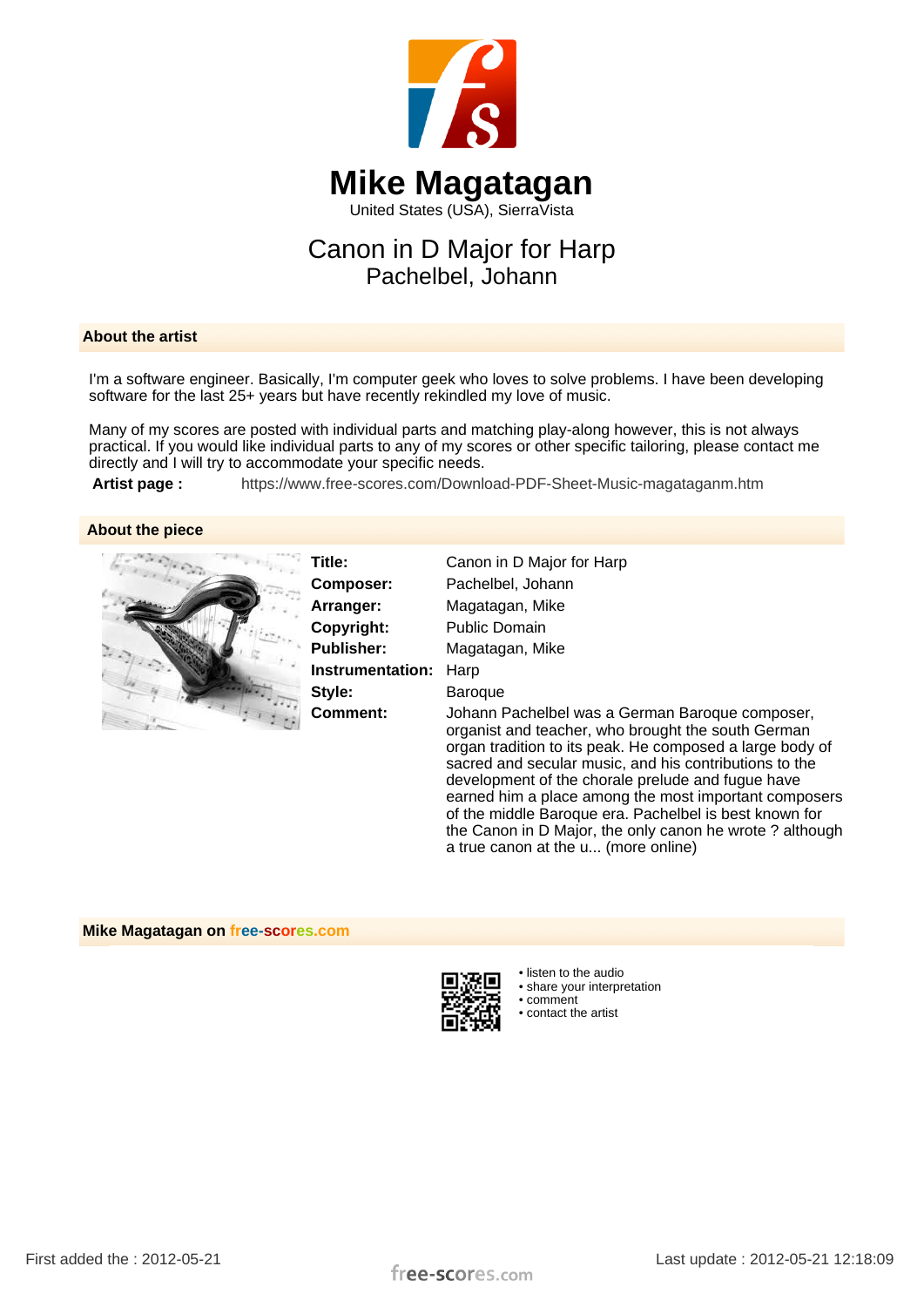# Mike Magatagan

United States (USA), SierraVista

## Canon in D Major for Harp

Pachelbel, Johann

### About the artist

I'm a software engineer. Basically, I'm computer geek who loves to solve problems. I have been developing software for the last 25+ years but have recently rekindled my love of music.

Many of my scores are posted with individual parts and matching play-along however, this is not always practical. If you would like individual parts to any of my scores or other specific tailoring, please contact me directly and I will try to accommodate your specific needs.

**Artist page :** https://www.free-scores.com/Download-PDF-Sheet-Music-magataganm.htm

### About the piece

| | |
|---|---|
| **Title:** | Canon in D Major for Harp |
| **Composer:** | Pachelbel, Johann |
| **Arranger:** | Magatagan, Mike |
| **Copyright:** | Public Domain |
| **Publisher:** | Magatagan, Mike |
| **Instrumentation:** | Harp |
| **Style:** | Baroque |
| **Comment:** | Johann Pachelbel was a German Baroque composer, organist and teacher, who brought the south German organ tradition to its peak. He composed a large body of sacred and secular music, and his contributions to the development of the chorale prelude and fugue have earned him a place among the most important composers of the middle Baroque era. Pachelbel is best known for the Canon in D Major, the only canon he wrote ? although a true canon at the u... (more online) |

### Mike Magatagan on free-scores.com

- listen to the audio
- share your interpretation
- comment
- contact the artist

First added the : 2012-05-21

Last update : 2012-05-21 12:18:09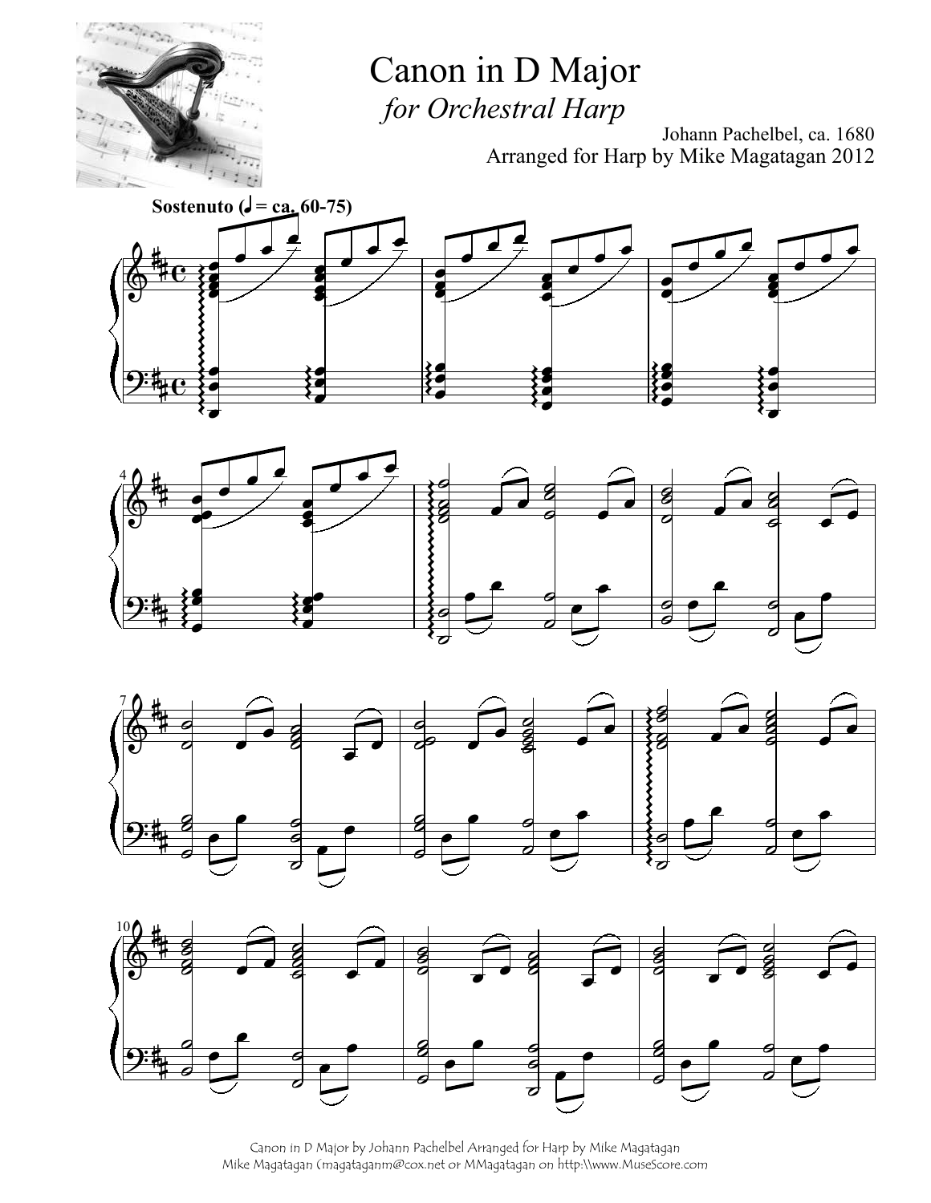# Canon in D Major

*for Orchestral Harp*

Johann Pachelbel, ca. 1680
Arranged for Harp by Mike Magatagan 2012

**Sostenuto** (♩ = ca. 60-75)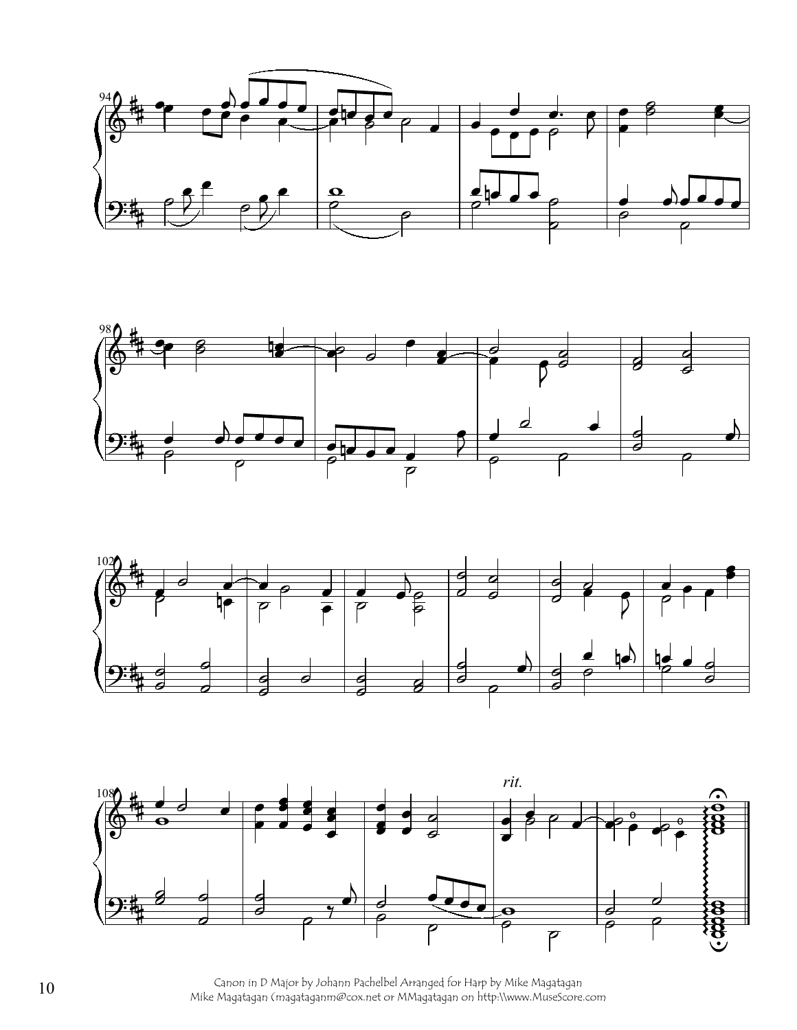*rit.*